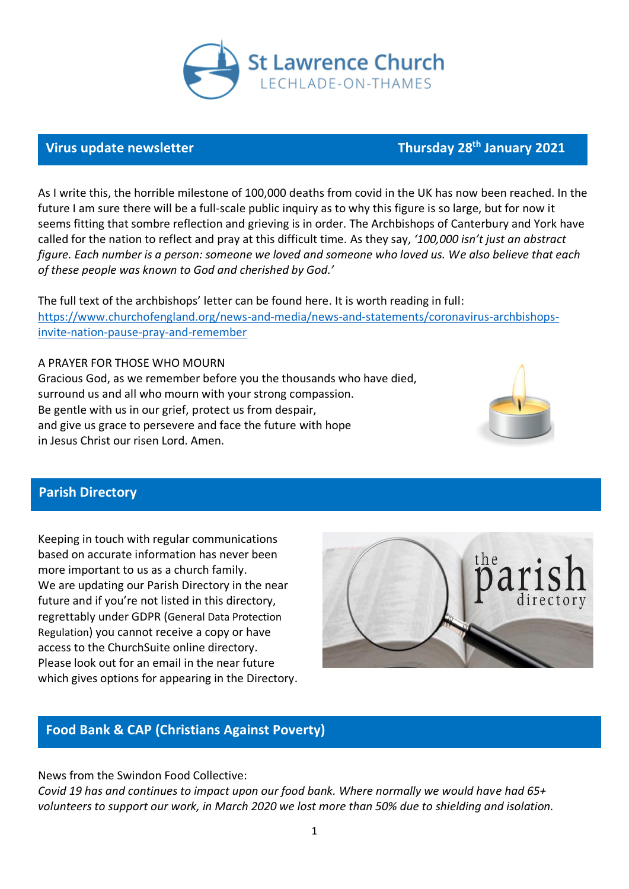# St Lawrence Church

LECHLADE-ON-THAMES

## Virus update newsletter — Thursday 28th January 2021

As I write this, the horrible milestone of 100,000 deaths from covid in the UK has now been reached. In the future I am sure there will be a full-scale public inquiry as to why this figure is so large, but for now it seems fitting that sombre reflection and grieving is in order. The Archbishops of Canterbury and York have called for the nation to reflect and pray at this difficult time. As they say, *'100,000 isn't just an abstract figure. Each number is a person: someone we loved and someone who loved us. We also believe that each of these people was known to God and cherished by God.'*

The full text of the archbishops' letter can be found here. It is worth reading in full: https://www.churchofengland.org/news-and-media/news-and-statements/coronavirus-archbishops-invite-nation-pause-pray-and-remember

A PRAYER FOR THOSE WHO MOURN
Gracious God, as we remember before you the thousands who have died,
surround us and all who mourn with your strong compassion.
Be gentle with us in our grief, protect us from despair,
and give us grace to persevere and face the future with hope
in Jesus Christ our risen Lord. Amen.

## Parish Directory

Keeping in touch with regular communications based on accurate information has never been more important to us as a church family.
We are updating our Parish Directory in the near future and if you're not listed in this directory, regrettably under GDPR (General Data Protection Regulation) you cannot receive a copy or have access to the ChurchSuite online directory.
Please look out for an email in the near future which gives options for appearing in the Directory.

## Food Bank & CAP (Christians Against Poverty)

News from the Swindon Food Collective:
*Covid 19 has and continues to impact upon our food bank. Where normally we would have had 65+ volunteers to support our work, in March 2020 we lost more than 50% due to shielding and isolation.*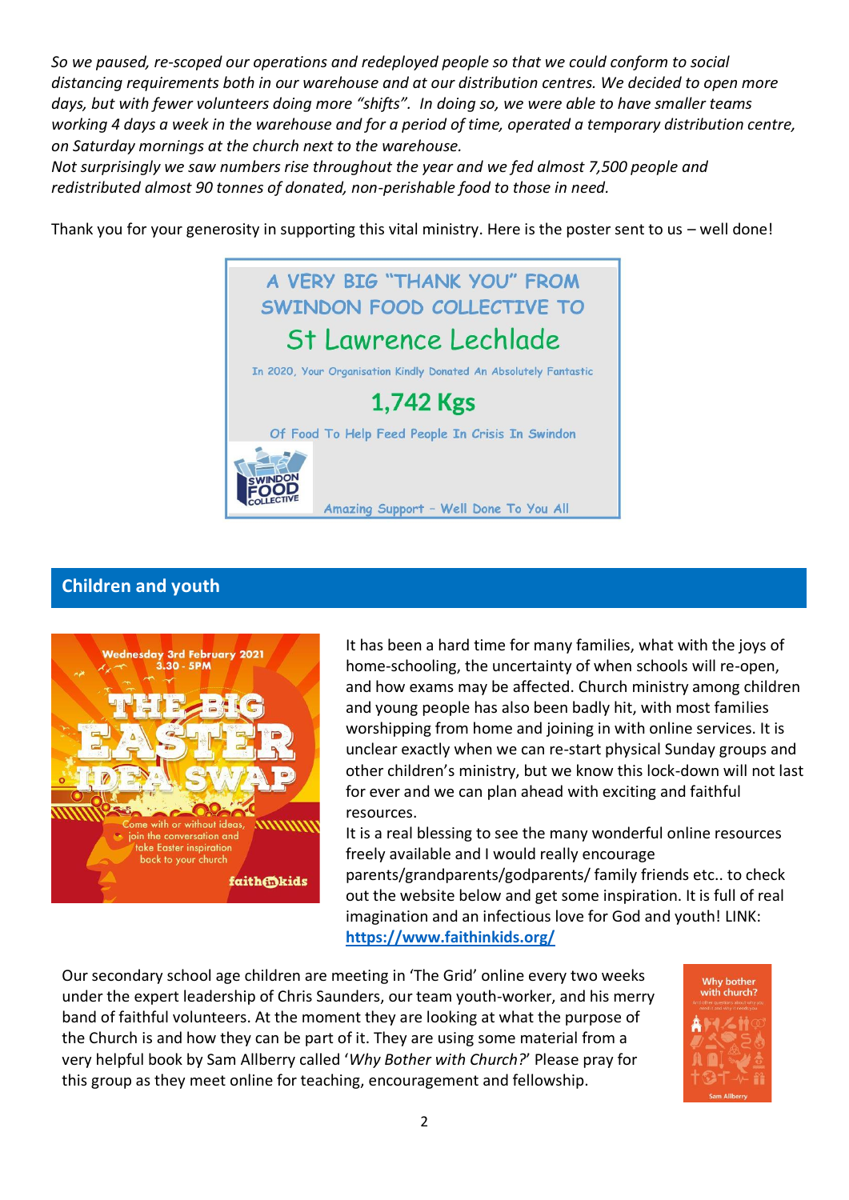*So we paused, re-scoped our operations and redeployed people so that we could conform to social distancing requirements both in our warehouse and at our distribution centres. We decided to open more days, but with fewer volunteers doing more "shifts". In doing so, we were able to have smaller teams working 4 days a week in the warehouse and for a period of time, operated a temporary distribution centre, on Saturday mornings at the church next to the warehouse.*
*Not surprisingly we saw numbers rise throughout the year and we fed almost 7,500 people and redistributed almost 90 tonnes of donated, non-perishable food to those in need.*

Thank you for your generosity in supporting this vital ministry. Here is the poster sent to us – well done!

A VERY BIG "THANK YOU" FROM SWINDON FOOD COLLECTIVE TO

St Lawrence Lechlade

In 2020, Your Organisation Kindly Donated An Absolutely Fantastic

**1,742 Kgs**

Of Food To Help Feed People In Crisis In Swindon

Amazing Support – Well Done To You All

## Children and youth

Wednesday 3rd February 2021 3.30 - 5PM
THE BIG EASTER IDEA SWAP
Come with or without ideas, join the conversation and take Easter inspiration back to your church
faithinkids

It has been a hard time for many families, what with the joys of home-schooling, the uncertainty of when schools will re-open, and how exams may be affected. Church ministry among children and young people has also been badly hit, with most families worshipping from home and joining in with online services. It is unclear exactly when we can re-start physical Sunday groups and other children's ministry, but we know this lock-down will not last for ever and we can plan ahead with exciting and faithful resources.
It is a real blessing to see the many wonderful online resources freely available and I would really encourage parents/grandparents/godparents/ family friends etc.. to check out the website below and get some inspiration. It is full of real imagination and an infectious love for God and youth! LINK: **https://www.faithinkids.org/**

Our secondary school age children are meeting in 'The Grid' online every two weeks under the expert leadership of Chris Saunders, our team youth-worker, and his merry band of faithful volunteers. At the moment they are looking at what the purpose of the Church is and how they can be part of it. They are using some material from a very helpful book by Sam Allberry called '*Why Bother with Church?*' Please pray for this group as they meet online for teaching, encouragement and fellowship.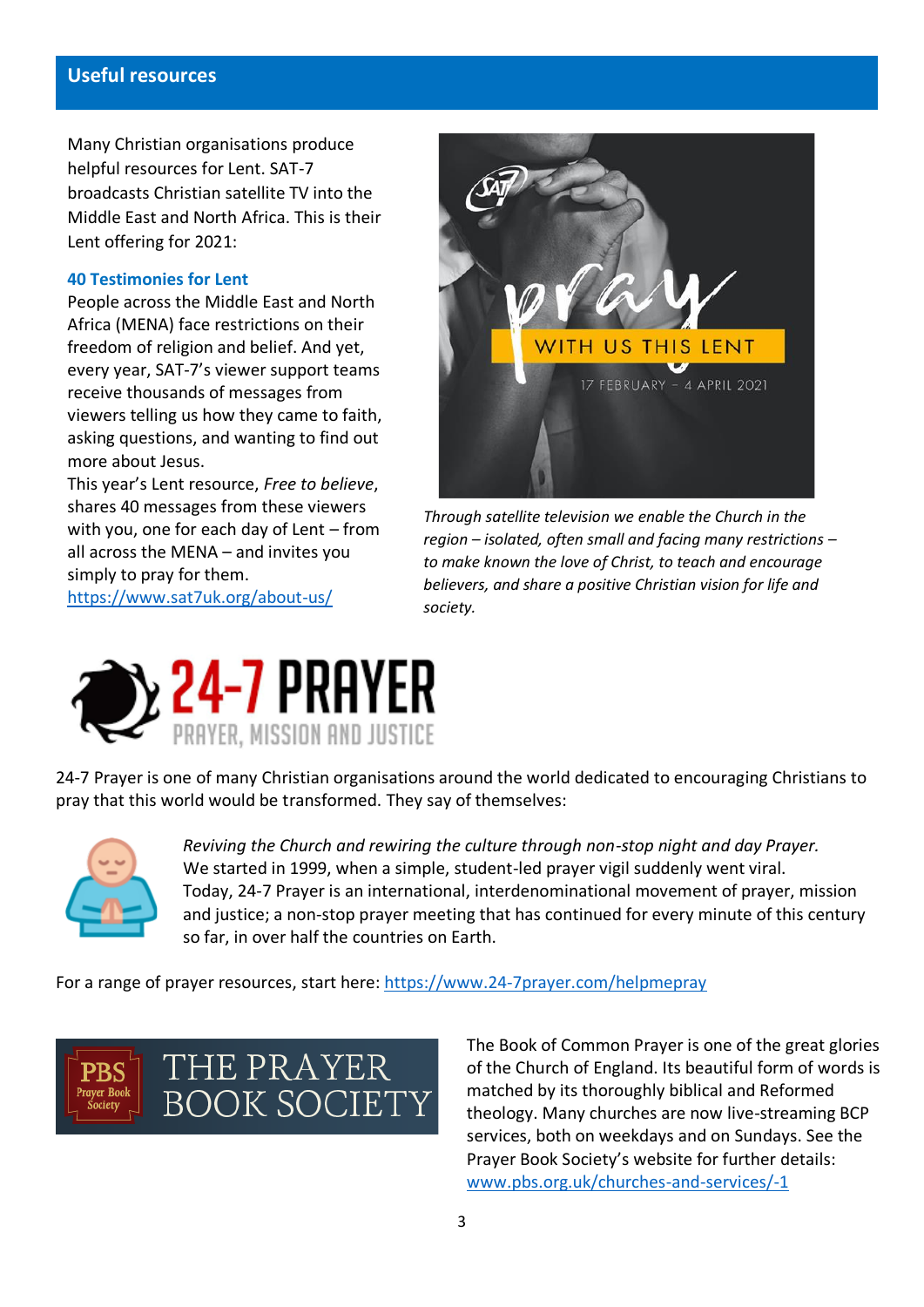## Useful resources

Many Christian organisations produce helpful resources for Lent. SAT-7 broadcasts Christian satellite TV into the Middle East and North Africa. This is their Lent offering for 2021:

### 40 Testimonies for Lent

People across the Middle East and North Africa (MENA) face restrictions on their freedom of religion and belief. And yet, every year, SAT-7's viewer support teams receive thousands of messages from viewers telling us how they came to faith, asking questions, and wanting to find out more about Jesus.

This year's Lent resource, *Free to believe*, shares 40 messages from these viewers with you, one for each day of Lent – from all across the MENA – and invites you simply to pray for them.

https://www.sat7uk.org/about-us/

*Through satellite television we enable the Church in the region – isolated, often small and facing many restrictions – to make known the love of Christ, to teach and encourage believers, and share a positive Christian vision for life and society.*

24-7 Prayer is one of many Christian organisations around the world dedicated to encouraging Christians to pray that this world would be transformed. They say of themselves:

*Reviving the Church and rewiring the culture through non-stop night and day Prayer.*
We started in 1999, when a simple, student-led prayer vigil suddenly went viral.
Today, 24-7 Prayer is an international, interdenominational movement of prayer, mission and justice; a non-stop prayer meeting that has continued for every minute of this century so far, in over half the countries on Earth.

For a range of prayer resources, start here: https://www.24-7prayer.com/helpmepray

The Book of Common Prayer is one of the great glories of the Church of England. Its beautiful form of words is matched by its thoroughly biblical and Reformed theology. Many churches are now live-streaming BCP services, both on weekdays and on Sundays. See the Prayer Book Society's website for further details: www.pbs.org.uk/churches-and-services/-1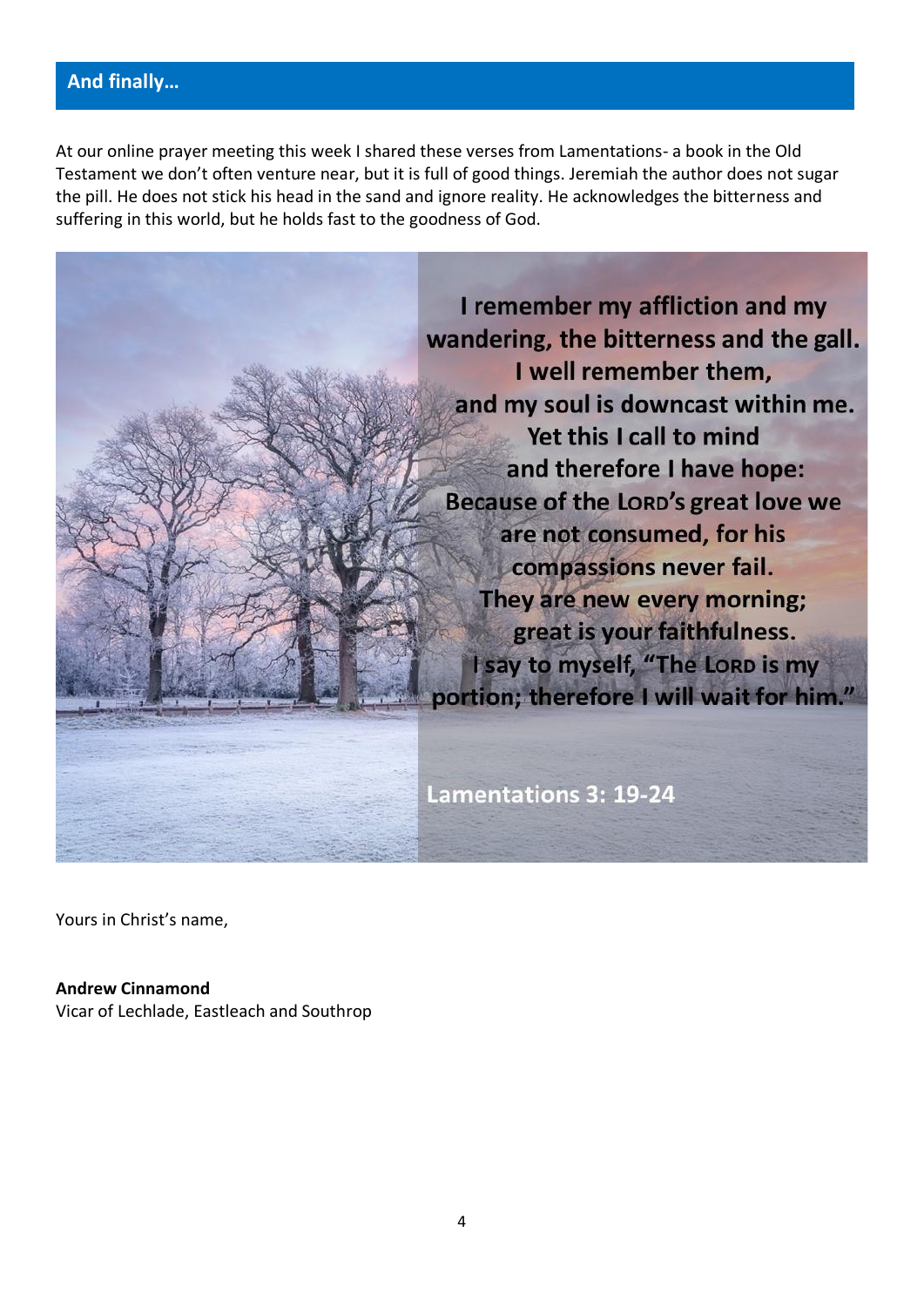## And finally…

At our online prayer meeting this week I shared these verses from Lamentations- a book in the Old Testament we don't often venture near, but it is full of good things. Jeremiah the author does not sugar the pill. He does not stick his head in the sand and ignore reality. He acknowledges the bitterness and suffering in this world, but he holds fast to the goodness of God.

**I remember my affliction and my wandering, the bitterness and the gall.**
**I well remember them,**
**and my soul is downcast within me.**
**Yet this I call to mind**
**and therefore I have hope:**
**Because of the LORD's great love we are not consumed, for his compassions never fail.**
**They are new every morning;**
**great is your faithfulness.**
**I say to myself, "The LORD is my portion; therefore I will wait for him."**

**Lamentations 3: 19-24**

Yours in Christ's name,

**Andrew Cinnamond**
Vicar of Lechlade, Eastleach and Southrop